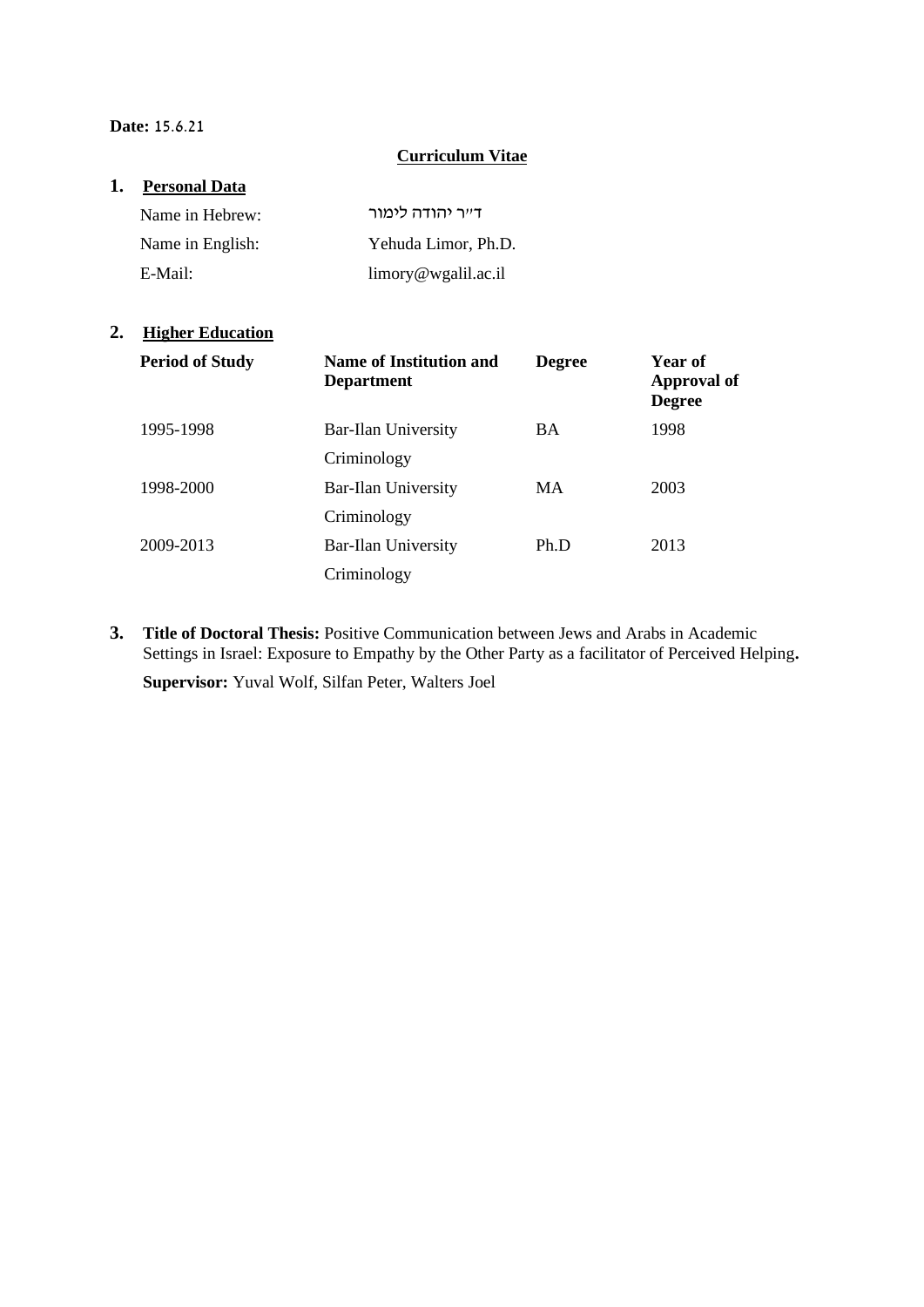**Date:** 15.6.21

## Curriculum Vitae

### 1. Personal Data

| | |
|---|---|
| Name in Hebrew: | ד״ר יהודה לימור |
| Name in English: | Yehuda Limor, Ph.D. |
| E-Mail: | limory@wgalil.ac.il |

### 2. Higher Education

| Period of Study | Name of Institution and Department | Degree | Year of Approval of Degree |
|---|---|---|---|
| 1995-1998 | Bar-Ilan University Criminology | BA | 1998 |
| 1998-2000 | Bar-Ilan University Criminology | MA | 2003 |
| 2009-2013 | Bar-Ilan University Criminology | Ph.D | 2013 |

### 3. Title of Doctoral Thesis:

**Title of Doctoral Thesis:** Positive Communication between Jews and Arabs in Academic Settings in Israel: Exposure to Empathy by the Other Party as a facilitator of Perceived Helping**.**

**Supervisor:** Yuval Wolf, Silfan Peter, Walters Joel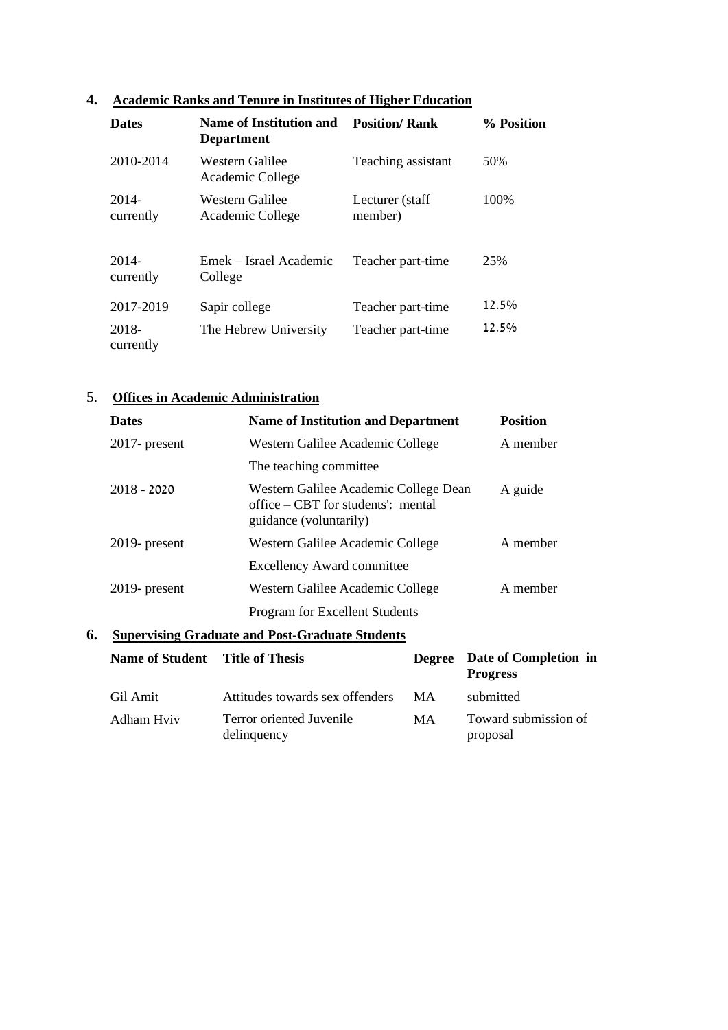## 4. Academic Ranks and Tenure in Institutes of Higher Education

| Dates | Name of Institution and Department | Position/ Rank | % Position |
|---|---|---|---|
| 2010-2014 | Western Galilee Academic College | Teaching assistant | 50% |
| 2014- currently | Western Galilee Academic College | Lecturer (staff member) | 100% |
| 2014- currently | Emek – Israel Academic College | Teacher part-time | 25% |
| 2017-2019 | Sapir college | Teacher part-time | 12.5% |
| 2018- currently | The Hebrew University | Teacher part-time | 12.5% |

## 5. Offices in Academic Administration

| Dates | Name of Institution and Department | Position |
|---|---|---|
| 2017- present | Western Galilee Academic College | A member |
| | The teaching committee | |
| 2018 - 2020 | Western Galilee Academic College Dean office – CBT for students': mental guidance (voluntarily) | A guide |
| 2019- present | Western Galilee Academic College | A member |
| | Excellency Award committee | |
| 2019- present | Western Galilee Academic College | A member |
| | Program for Excellent Students | |

## 6. Supervising Graduate and Post-Graduate Students

| Name of Student | Title of Thesis | Degree | Date of Completion in Progress |
|---|---|---|---|
| Gil Amit | Attitudes towards sex offenders | MA | submitted |
| Adham Hviv | Terror oriented Juvenile delinquency | MA | Toward submission of proposal |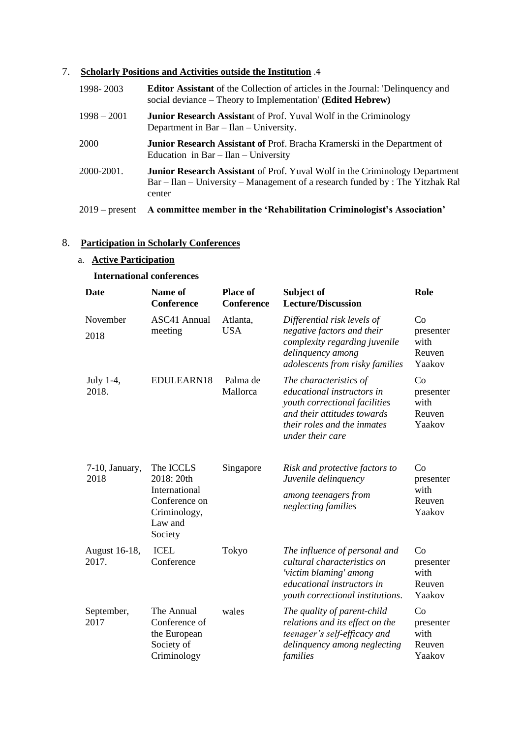## 7. **Scholarly Positions and Activities outside the Institution** .4

| | |
|---|---|
| 1998- 2003 | **Editor Assistant** of the Collection of articles in the Journal: 'Delinquency and social deviance – Theory to Implementation' **(Edited Hebrew)** |
| 1998 – 2001 | **Junior Research Assistan**t of Prof. Yuval Wolf in the Criminology Department in Bar – Ilan – University. |
| 2000 | **Junior Research Assistant of** Prof. Bracha Kramerski in the Department of Education in Bar – Ilan – University |
| 2000-2001. | **Junior Research Assistant** of Prof. Yuval Wolf in the Criminology Department Bar – Ilan – University – Management of a research funded by : The Yitzhak Ral center |
| 2019 – present | **A committee member in the 'Rehabilitation Criminologist's Association'** |

## 8. **Participation in Scholarly Conferences**

### a. **Active Participation**

**International conferences**

| **Date** | **Name of Conference** | **Place of Conference** | **Subject of Lecture/Discussion** | **Role** |
|---|---|---|---|---|
| November 2018 | ASC41 Annual meeting | Atlanta, USA | *Differential risk levels of negative factors and their complexity regarding juvenile delinquency among adolescents from risky families* | Co presenter with Reuven Yaakov |
| July 1-4, 2018. | EDULEARN18 | Palma de Mallorca | *The characteristics of educational instructors in youth correctional facilities and their attitudes towards their roles and the inmates under their care* | Co presenter with Reuven Yaakov |
| 7-10, January, 2018 | The ICCLS 2018: 20th International Conference on Criminology, Law and Society | Singapore | *Risk and protective factors to Juvenile delinquency among teenagers from neglecting families* | Co presenter with Reuven Yaakov |
| August 16-18, 2017. | ICEL Conference | Tokyo | *The influence of personal and cultural characteristics on 'victim blaming' among educational instructors in youth correctional institutions*. | Co presenter with Reuven Yaakov |
| September, 2017 | The Annual Conference of the European Society of Criminology | wales | *The quality of parent-child relations and its effect on the teenager's self-efficacy and delinquency among neglecting families* | Co presenter with Reuven Yaakov |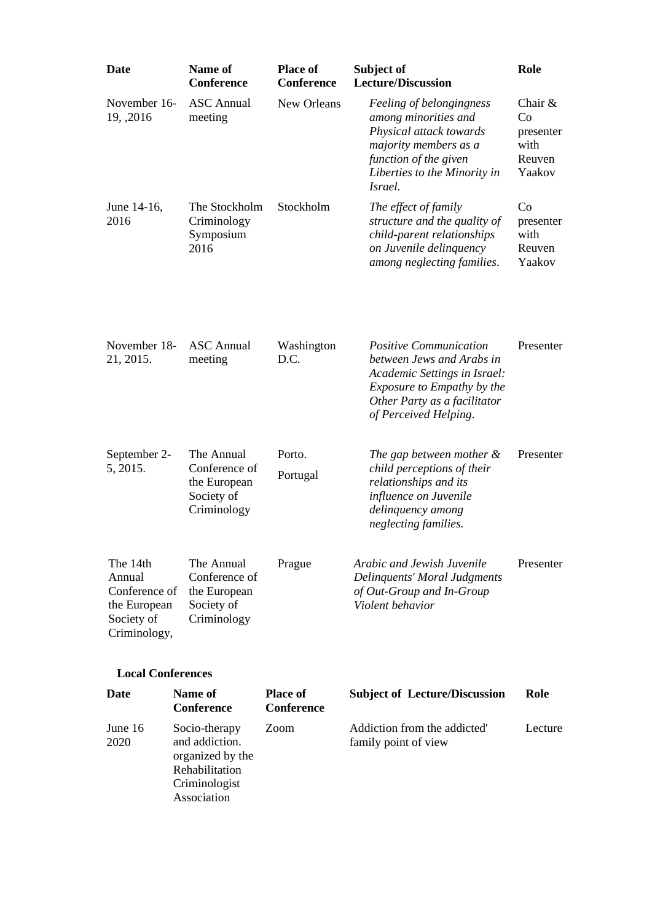| Date | Name of Conference | Place of Conference | Subject of Lecture/Discussion | Role |
|---|---|---|---|---|
| November 16-19, ,2016 | ASC Annual meeting | New Orleans | *Feeling of belongingness among minorities and Physical attack towards majority members as a function of the given Liberties to the Minority in Israel.* | Chair & Co presenter with Reuven Yaakov |
| June 14-16, 2016 | The Stockholm Criminology Symposium 2016 | Stockholm | *The effect of family structure and the quality of child-parent relationships on Juvenile delinquency among neglecting families.* | Co presenter with Reuven Yaakov |
| November 18-21, 2015. | ASC Annual meeting | Washington D.C. | *Positive Communication between Jews and Arabs in Academic Settings in Israel: Exposure to Empathy by the Other Party as a facilitator of Perceived Helping.* | Presenter |
| September 2-5, 2015. | The Annual Conference of the European Society of Criminology | Porto. Portugal | *The gap between mother & child perceptions of their relationships and its influence on Juvenile delinquency among neglecting families.* | Presenter |
| The 14th Annual Conference of the European Society of Criminology, | The Annual Conference of the European Society of Criminology | Prague | *Arabic and Jewish Juvenile Delinquents' Moral Judgments of Out-Group and In-Group Violent behavior* | Presenter |

**Local Conferences**

| Date | Name of Conference | Place of Conference | Subject of Lecture/Discussion | Role |
|---|---|---|---|---|
| June 16 2020 | Socio-therapy and addiction. organized by the Rehabilitation Criminologist Association | Zoom | Addiction from the addicted' family point of view | Lecture |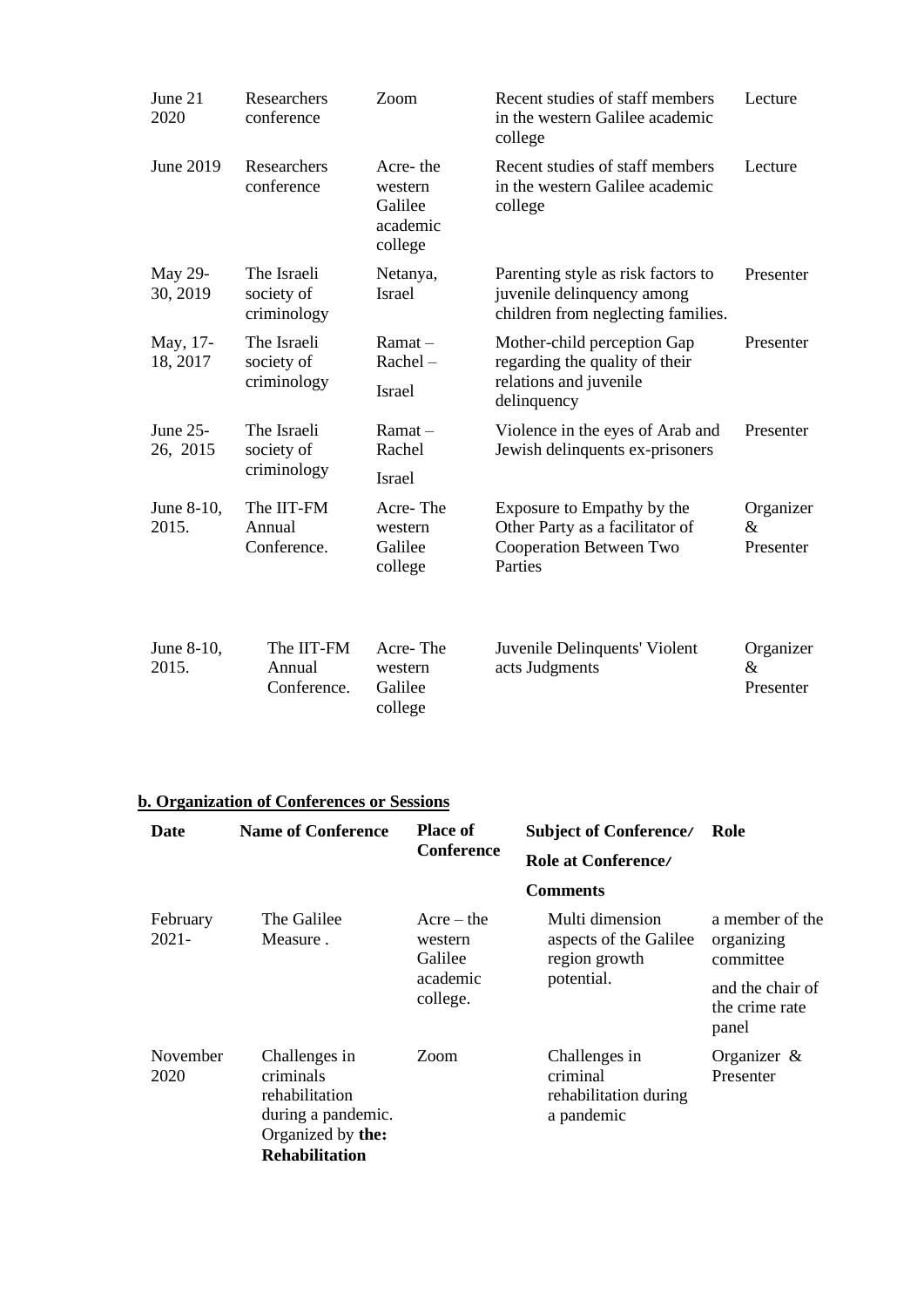| | | | | |
|---|---|---|---|---|
| June 21 2020 | Researchers conference | Zoom | Recent studies of staff members in the western Galilee academic college | Lecture |
| June 2019 | Researchers conference | Acre- the western Galilee academic college | Recent studies of staff members in the western Galilee academic college | Lecture |
| May 29-30, 2019 | The Israeli society of criminology | Netanya, Israel | Parenting style as risk factors to juvenile delinquency among children from neglecting families. | Presenter |
| May, 17-18, 2017 | The Israeli society of criminology | Ramat – Rachel – Israel | Mother-child perception Gap regarding the quality of their relations and juvenile delinquency | Presenter |
| June 25-26, 2015 | The Israeli society of criminology | Ramat – Rachel Israel | Violence in the eyes of Arab and Jewish delinquents ex-prisoners | Presenter |
| June 8-10, 2015. | The IIT-FM Annual Conference. | Acre- The western Galilee college | Exposure to Empathy by the Other Party as a facilitator of Cooperation Between Two Parties | Organizer & Presenter |
| June 8-10, 2015. | The IIT-FM Annual Conference. | Acre- The western Galilee college | Juvenile Delinquents' Violent acts Judgments | Organizer & Presenter |

**b. Organization of Conferences or Sessions**

| Date | Name of Conference | Place of Conference | Subject of Conference/ Role at Conference/ Comments | Role |
|---|---|---|---|---|
| February 2021- | The Galilee Measure . | Acre – the western Galilee academic college. | Multi dimension aspects of the Galilee region growth potential. | a member of the organizing committee and the chair of the crime rate panel |
| November 2020 | Challenges in criminals rehabilitation during a pandemic. Organized by **the: Rehabilitation** | Zoom | Challenges in criminal rehabilitation during a pandemic | Organizer & Presenter |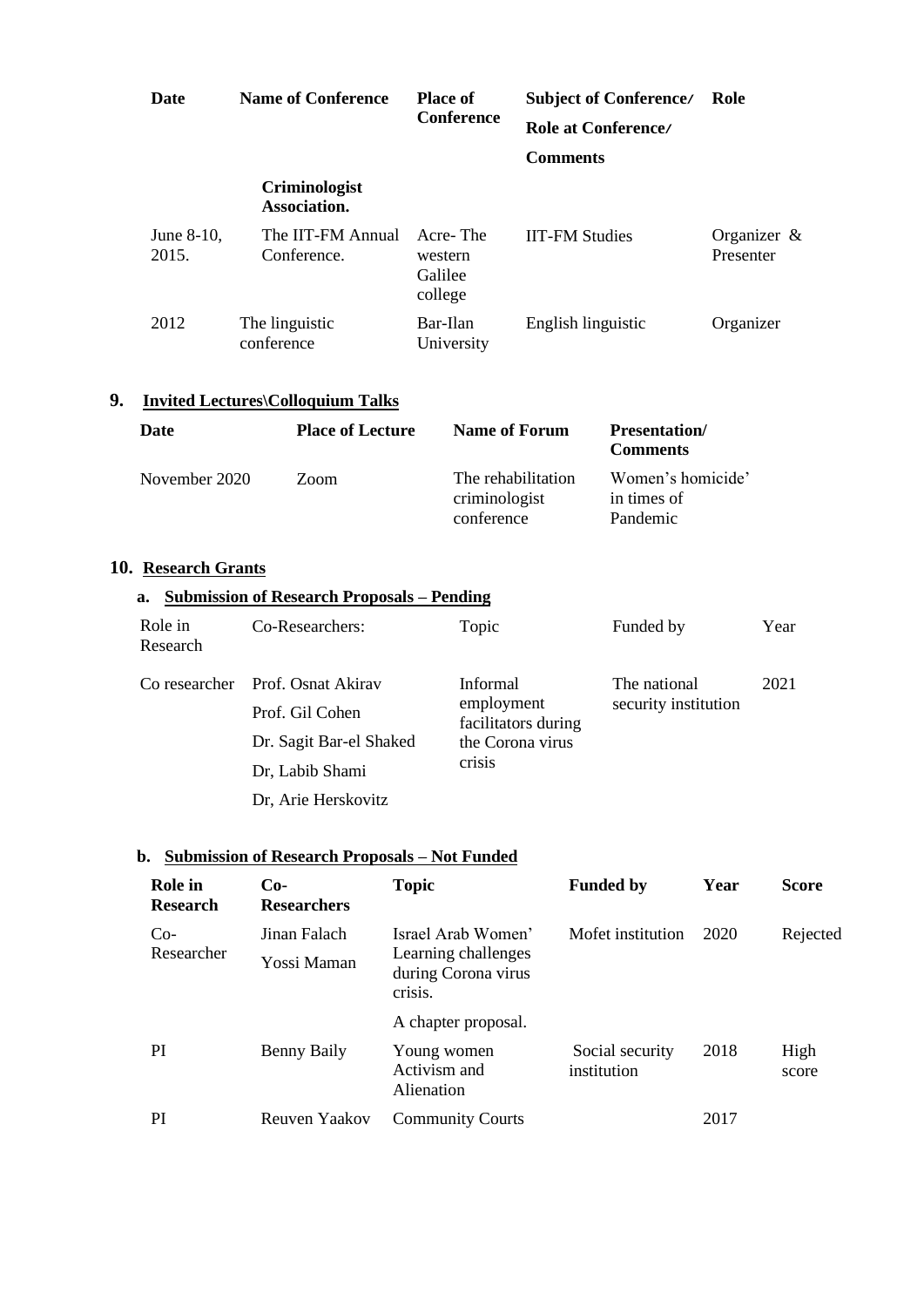| Date | Name of Conference | Place of Conference | Subject of Conference/ Role at Conference/ Comments | Role |
|---|---|---|---|---|
| | **Criminologist Association.** | | | |
| June 8-10, 2015. | The IIT-FM Annual Conference. | Acre- The western Galilee college | IIT-FM Studies | Organizer & Presenter |
| 2012 | The linguistic conference | Bar-Ilan University | English linguistic | Organizer |

## 9. Invited Lectures\Colloquium Talks

| Date | Place of Lecture | Name of Forum | Presentation/ Comments |
|---|---|---|---|
| November 2020 | Zoom | The rehabilitation criminologist conference | Women's homicide' in times of Pandemic |

## 10. Research Grants

### a. Submission of Research Proposals – Pending

| Role in Research | Co-Researchers: | Topic | Funded by | Year |
|---|---|---|---|---|
| Co researcher | Prof. Osnat Akirav<br>Prof. Gil Cohen<br>Dr. Sagit Bar-el Shaked<br>Dr, Labib Shami<br>Dr, Arie Herskovitz | Informal employment facilitators during the Corona virus crisis | The national security institution | 2021 |

### b. Submission of Research Proposals – Not Funded

| Role in Research | Co-Researchers | Topic | Funded by | Year | Score |
|---|---|---|---|---|---|
| Co-Researcher | Jinan Falach<br>Yossi Maman | Israel Arab Women' Learning challenges during Corona virus crisis.<br>A chapter proposal. | Mofet institution | 2020 | Rejected |
| PI | Benny Baily | Young women Activism and Alienation | Social security institution | 2018 | High score |
| PI | Reuven Yaakov | Community Courts | | 2017 | |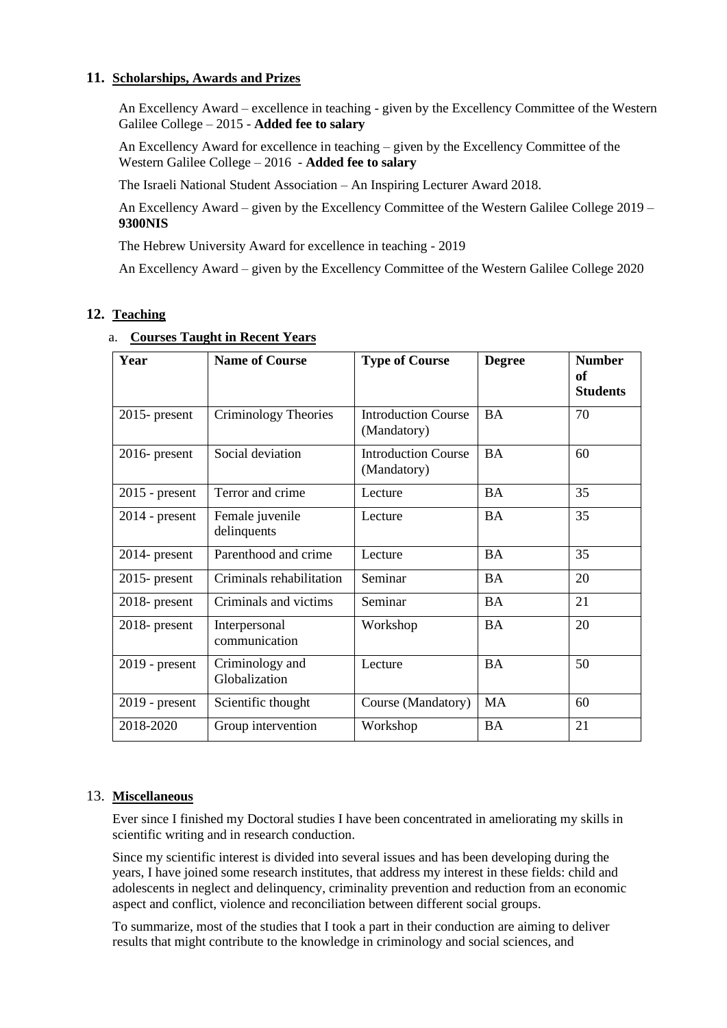## 11. Scholarships, Awards and Prizes

An Excellency Award – excellence in teaching - given by the Excellency Committee of the Western Galilee College – 2015 - **Added fee to salary**

An Excellency Award for excellence in teaching – given by the Excellency Committee of the Western Galilee College – 2016 - **Added fee to salary**

The Israeli National Student Association – An Inspiring Lecturer Award 2018.

An Excellency Award – given by the Excellency Committee of the Western Galilee College 2019 – **9300NIS**

The Hebrew University Award for excellence in teaching - 2019

An Excellency Award – given by the Excellency Committee of the Western Galilee College 2020

## 12. Teaching

### a. Courses Taught in Recent Years

| Year | Name of Course | Type of Course | Degree | Number of Students |
|---|---|---|---|---|
| 2015- present | Criminology Theories | Introduction Course (Mandatory) | BA | 70 |
| 2016- present | Social deviation | Introduction Course (Mandatory) | BA | 60 |
| 2015 - present | Terror and crime | Lecture | BA | 35 |
| 2014 - present | Female juvenile delinquents | Lecture | BA | 35 |
| 2014- present | Parenthood and crime | Lecture | BA | 35 |
| 2015- present | Criminals rehabilitation | Seminar | BA | 20 |
| 2018- present | Criminals and victims | Seminar | BA | 21 |
| 2018- present | Interpersonal communication | Workshop | BA | 20 |
| 2019 - present | Criminology and Globalization | Lecture | BA | 50 |
| 2019 - present | Scientific thought | Course (Mandatory) | MA | 60 |
| 2018-2020 | Group intervention | Workshop | BA | 21 |

## 13. Miscellaneous

Ever since I finished my Doctoral studies I have been concentrated in ameliorating my skills in scientific writing and in research conduction.

Since my scientific interest is divided into several issues and has been developing during the years, I have joined some research institutes, that address my interest in these fields: child and adolescents in neglect and delinquency, criminality prevention and reduction from an economic aspect and conflict, violence and reconciliation between different social groups.

To summarize, most of the studies that I took a part in their conduction are aiming to deliver results that might contribute to the knowledge in criminology and social sciences, and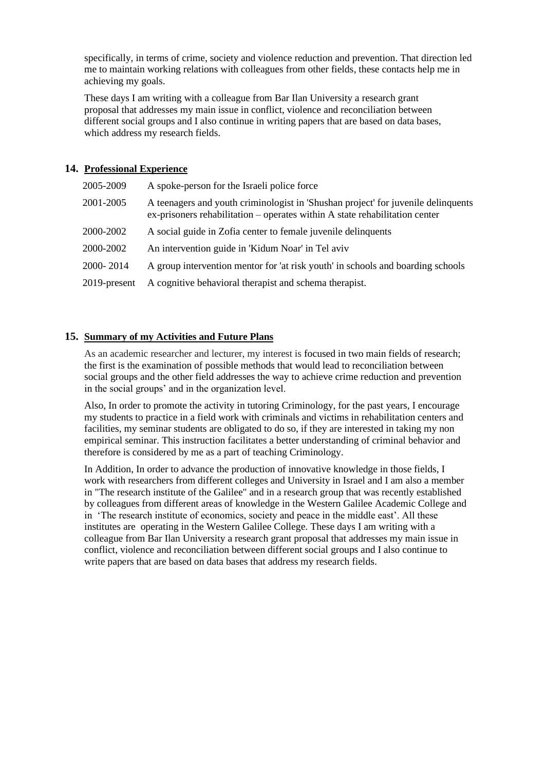specifically, in terms of crime, society and violence reduction and prevention. That direction led me to maintain working relations with colleagues from other fields, these contacts help me in achieving my goals.

These days I am writing with a colleague from Bar Ilan University a research grant proposal that addresses my main issue in conflict, violence and reconciliation between different social groups and I also continue in writing papers that are based on data bases, which address my research fields.

## 14. Professional Experience

| | |
|---|---|
| 2005-2009 | A spoke-person for the Israeli police force |
| 2001-2005 | A teenagers and youth criminologist in 'Shushan project' for juvenile delinquents ex-prisoners rehabilitation – operates within A state rehabilitation center |
| 2000-2002 | A social guide in Zofia center to female juvenile delinquents |
| 2000-2002 | An intervention guide in 'Kidum Noar' in Tel aviv |
| 2000- 2014 | A group intervention mentor for 'at risk youth' in schools and boarding schools |
| 2019-present | A cognitive behavioral therapist and schema therapist. |

## 15. Summary of my Activities and Future Plans

As an academic researcher and lecturer, my interest is focused in two main fields of research; the first is the examination of possible methods that would lead to reconciliation between social groups and the other field addresses the way to achieve crime reduction and prevention in the social groups' and in the organization level.

Also, In order to promote the activity in tutoring Criminology, for the past years, I encourage my students to practice in a field work with criminals and victims in rehabilitation centers and facilities, my seminar students are obligated to do so, if they are interested in taking my non empirical seminar. This instruction facilitates a better understanding of criminal behavior and therefore is considered by me as a part of teaching Criminology.

In Addition, In order to advance the production of innovative knowledge in those fields, I work with researchers from different colleges and University in Israel and I am also a member in "The research institute of the Galilee" and in a research group that was recently established by colleagues from different areas of knowledge in the Western Galilee Academic College and in 'The research institute of economics, society and peace in the middle east'. All these institutes are operating in the Western Galilee College. These days I am writing with a colleague from Bar Ilan University a research grant proposal that addresses my main issue in conflict, violence and reconciliation between different social groups and I also continue to write papers that are based on data bases that address my research fields.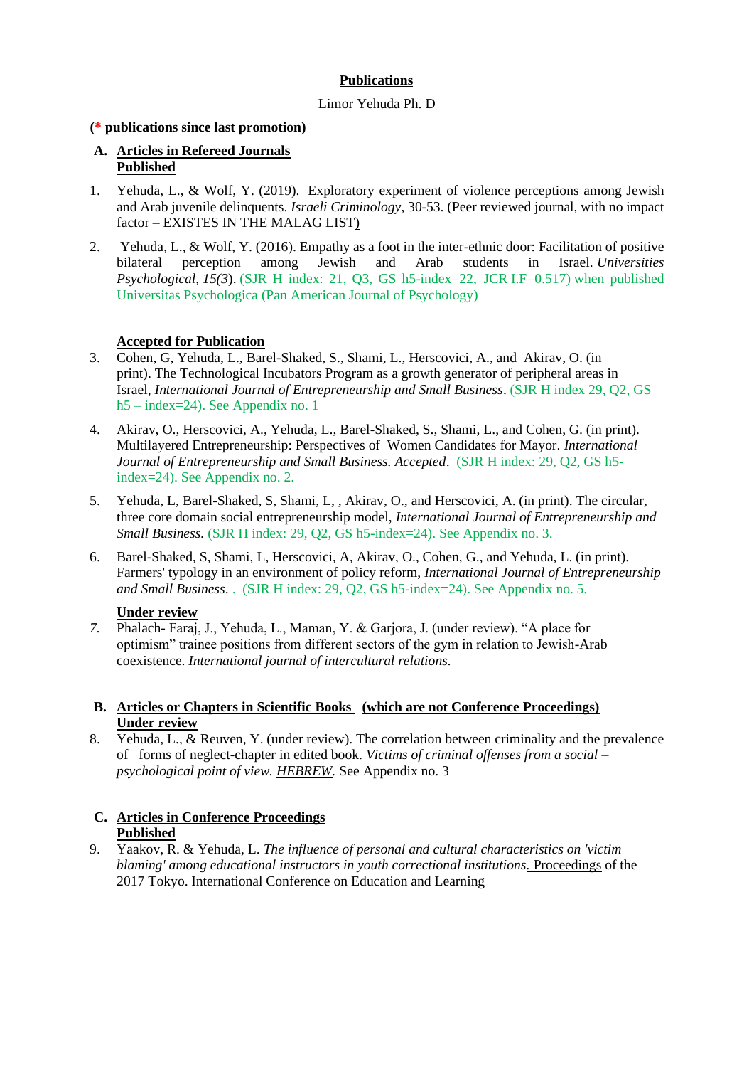# Publications

Limor Yehuda Ph. D

**(* publications since last promotion)**

**A. Articles in Refereed Journals**
**Published**

1. Yehuda, L., & Wolf, Y. (2019). Exploratory experiment of violence perceptions among Jewish and Arab juvenile delinquents. *Israeli Criminology*, 30-53. (Peer reviewed journal, with no impact factor – EXISTES IN THE MALAG LIST)

2. Yehuda, L., & Wolf, Y. (2016). Empathy as a foot in the inter-ethnic door: Facilitation of positive bilateral perception among Jewish and Arab students in Israel. *Universities Psychological, 15(3*). (SJR H index: 21, Q3, GS h5-index=22, JCR I.F=0.517) when published Universitas Psychologica (Pan American Journal of Psychology)

**Accepted for Publication**

3. Cohen, G, Yehuda, L., Barel-Shaked, S., Shami, L., Herscovici, A., and Akirav, O. (in print). The Technological Incubators Program as a growth generator of peripheral areas in Israel, *International Journal of Entrepreneurship and Small Business*. (SJR H index 29, Q2, GS h5 – index=24). See Appendix no. 1

4. Akirav, O., Herscovici, A., Yehuda, L., Barel-Shaked, S., Shami, L., and Cohen, G. (in print). Multilayered Entrepreneurship: Perspectives of Women Candidates for Mayor. *International Journal of Entrepreneurship and Small Business. Accepted*. (SJR H index: 29, Q2, GS h5-index=24). See Appendix no. 2.

5. Yehuda, L, Barel-Shaked, S, Shami, L, , Akirav, O., and Herscovici, A. (in print). The circular, three core domain social entrepreneurship model, *International Journal of Entrepreneurship and Small Business.* (SJR H index: 29, Q2, GS h5-index=24). See Appendix no. 3.

6. Barel-Shaked, S, Shami, L, Herscovici, A, Akirav, O., Cohen, G., and Yehuda, L. (in print). Farmers' typology in an environment of policy reform, *International Journal of Entrepreneurship and Small Business*. . (SJR H index: 29, Q2, GS h5-index=24). See Appendix no. 5.

**Under review**

7. Phalach- Faraj, J., Yehuda, L., Maman, Y. & Garjora, J. (under review). "A place for optimism" trainee positions from different sectors of the gym in relation to Jewish-Arab coexistence. *International journal of intercultural relations.*

**B. Articles or Chapters in Scientific Books (which are not Conference Proceedings)**
**Under review**

8. Yehuda, L., & Reuven, Y. (under review). The correlation between criminality and the prevalence of forms of neglect-chapter in edited book. *Victims of criminal offenses from a social – psychological point of view. HEBREW.* See Appendix no. 3

**C. Articles in Conference Proceedings**
**Published**

9. Yaakov, R. & Yehuda, L. *The influence of personal and cultural characteristics on 'victim blaming' among educational instructors in youth correctional institutions.* Proceedings of the 2017 Tokyo. International Conference on Education and Learning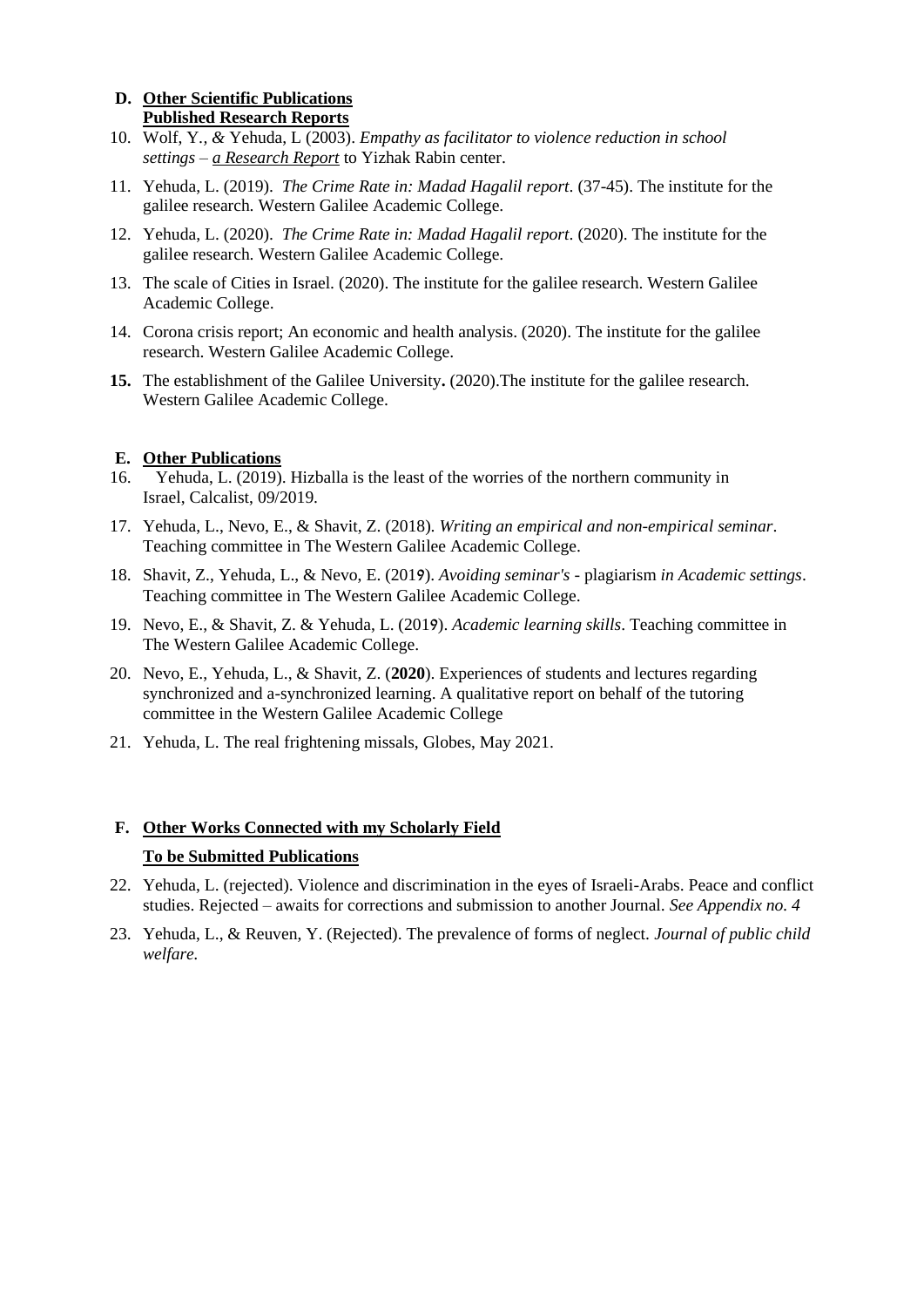**D. Other Scientific Publications**

**Published Research Reports**

10. Wolf, Y., & Yehuda, L (2003). *Empathy as facilitator to violence reduction in school settings – a Research Report* to Yizhak Rabin center.
11. Yehuda, L. (2019). *The Crime Rate in: Madad Hagalil report*. (37-45). The institute for the galilee research. Western Galilee Academic College.
12. Yehuda, L. (2020). *The Crime Rate in: Madad Hagalil report*. (2020). The institute for the galilee research. Western Galilee Academic College.
13. The scale of Cities in Israel. (2020). The institute for the galilee research. Western Galilee Academic College.
14. Corona crisis report; An economic and health analysis. (2020). The institute for the galilee research. Western Galilee Academic College.
15. The establishment of the Galilee University**.** (2020).The institute for the galilee research. Western Galilee Academic College.

**E. Other Publications**

16. Yehuda, L. (2019). Hizballa is the least of the worries of the northern community in Israel, Calcalist, 09/2019.
17. Yehuda, L., Nevo, E., & Shavit, Z. (2018). *Writing an empirical and non-empirical seminar*. Teaching committee in The Western Galilee Academic College.
18. Shavit, Z., Yehuda, L., & Nevo, E. (2019). *Avoiding seminar's -* plagiarism *in Academic settings*. Teaching committee in The Western Galilee Academic College.
19. Nevo, E., & Shavit, Z. & Yehuda, L. (2019). *Academic learning skills*. Teaching committee in The Western Galilee Academic College.
20. Nevo, E., Yehuda, L., & Shavit, Z. (**2020**). Experiences of students and lectures regarding synchronized and a-synchronized learning. A qualitative report on behalf of the tutoring committee in the Western Galilee Academic College
21. Yehuda, L. The real frightening missals, Globes, May 2021.

**F. Other Works Connected with my Scholarly Field**

**To be Submitted Publications**

22. Yehuda, L. (rejected). Violence and discrimination in the eyes of Israeli-Arabs. Peace and conflict studies. Rejected – awaits for corrections and submission to another Journal. *See Appendix no. 4*
23. Yehuda, L., & Reuven, Y. (Rejected). The prevalence of forms of neglect. *Journal of public child welfare.*